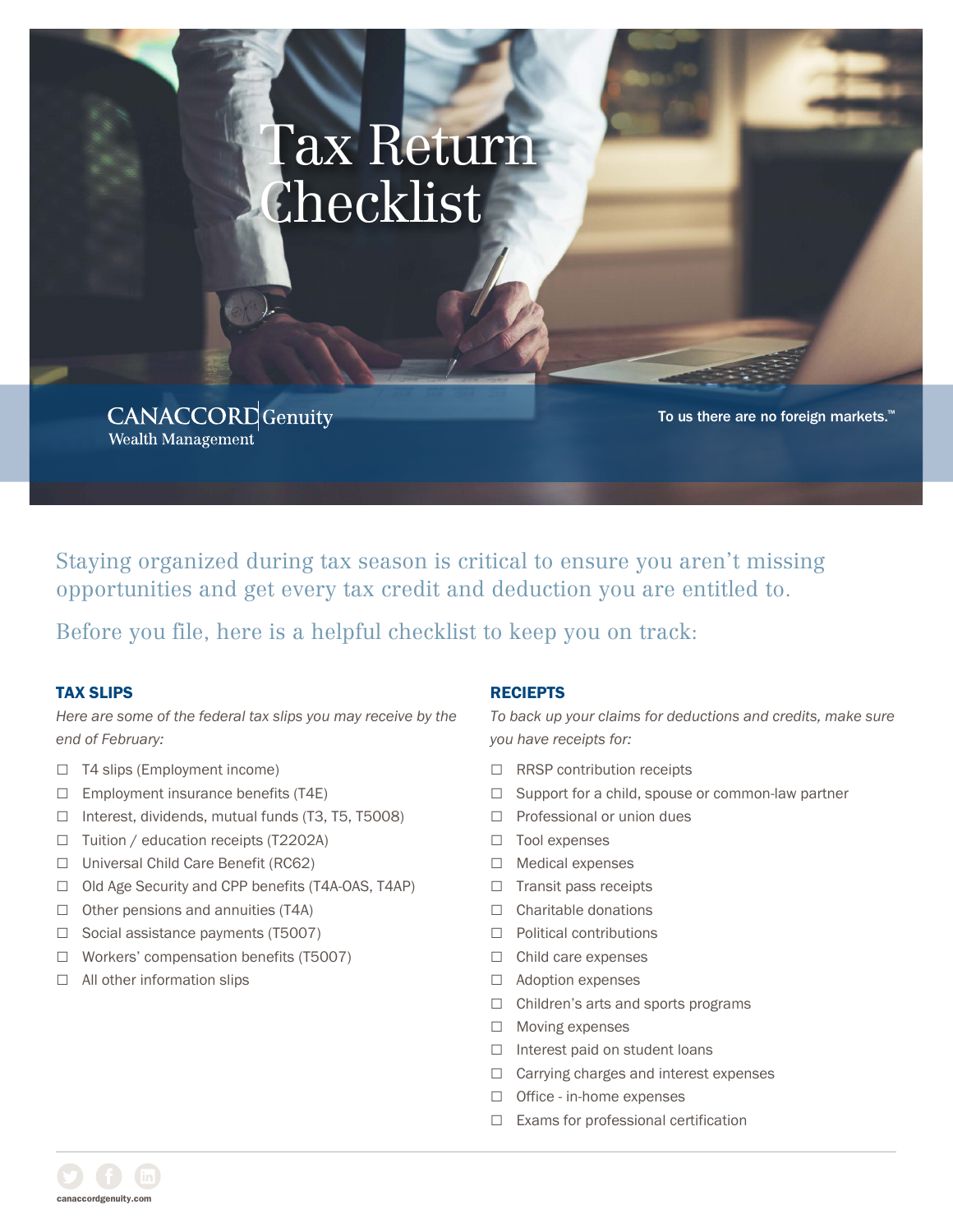# Tax Return Checklist

CANACCORD Genuity
Wealth Management

To us there are no foreign markets.™

Staying organized during tax season is critical to ensure you aren't missing opportunities and get every tax credit and deduction you are entitled to.

Before you file, here is a helpful checklist to keep you on track:

### TAX SLIPS

*Here are some of the federal tax slips you may receive by the end of February:*

- ☐ T4 slips (Employment income)
- ☐ Employment insurance benefits (T4E)
- ☐ Interest, dividends, mutual funds (T3, T5, T5008)
- ☐ Tuition / education receipts (T2202A)
- ☐ Universal Child Care Benefit (RC62)
- ☐ Old Age Security and CPP benefits (T4A-OAS, T4AP)
- ☐ Other pensions and annuities (T4A)
- ☐ Social assistance payments (T5007)
- ☐ Workers' compensation benefits (T5007)
- ☐ All other information slips

### RECIEPTS

*To back up your claims for deductions and credits, make sure you have receipts for:*

- ☐ RRSP contribution receipts
- ☐ Support for a child, spouse or common-law partner
- ☐ Professional or union dues
- ☐ Tool expenses
- ☐ Medical expenses
- ☐ Transit pass receipts
- ☐ Charitable donations
- ☐ Political contributions
- ☐ Child care expenses
- ☐ Adoption expenses
- ☐ Children's arts and sports programs
- ☐ Moving expenses
- ☐ Interest paid on student loans
- ☐ Carrying charges and interest expenses
- ☐ Office - in-home expenses
- ☐ Exams for professional certification

canaccordgenuity.com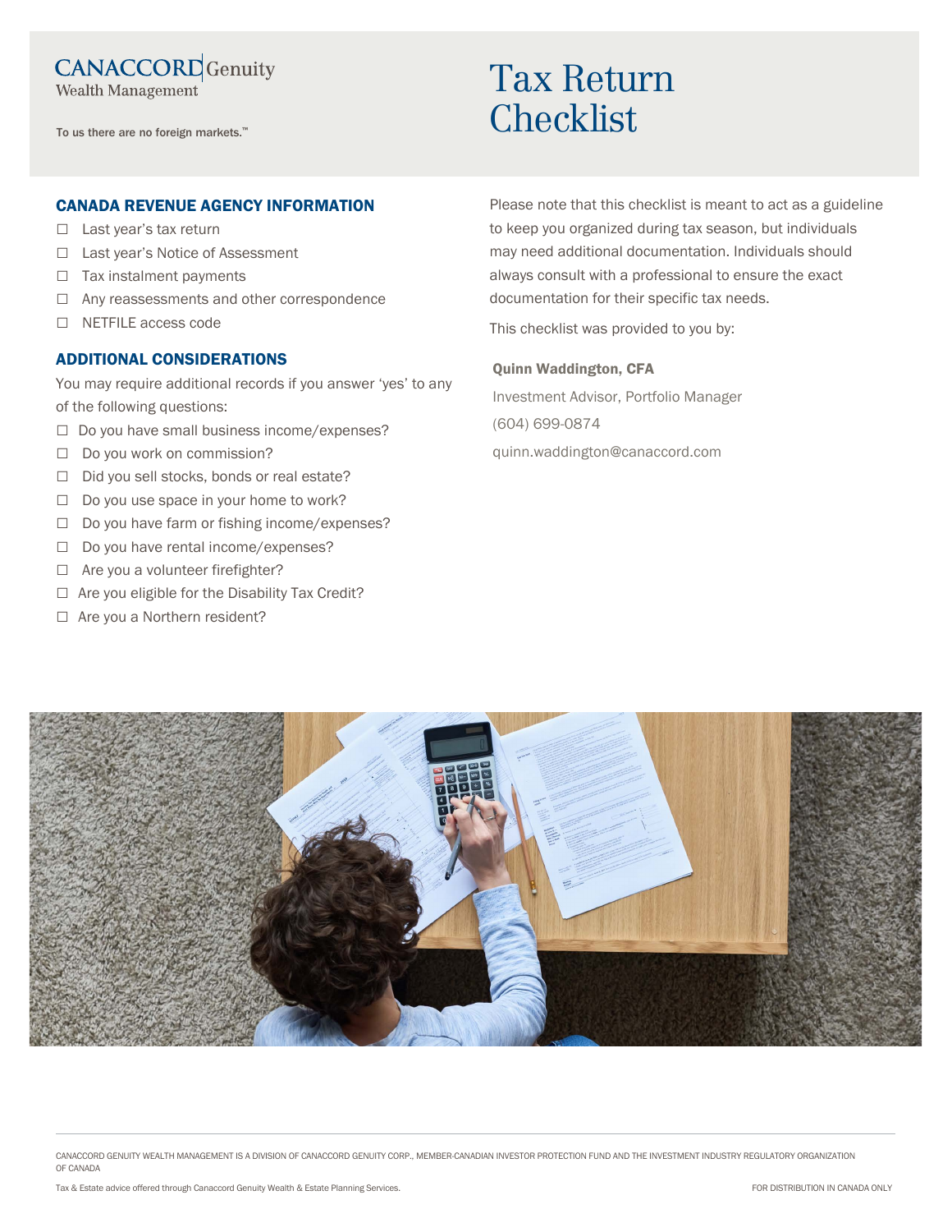CANACCORD Genuity
Wealth Management

To us there are no foreign markets.™

# Tax Return Checklist

## CANADA REVENUE AGENCY INFORMATION

- ☐ Last year's tax return
- ☐ Last year's Notice of Assessment
- ☐ Tax instalment payments
- ☐ Any reassessments and other correspondence
- ☐ NETFILE access code

## ADDITIONAL CONSIDERATIONS

You may require additional records if you answer 'yes' to any of the following questions:

- ☐ Do you have small business income/expenses?
- ☐ Do you work on commission?
- ☐ Did you sell stocks, bonds or real estate?
- ☐ Do you use space in your home to work?
- ☐ Do you have farm or fishing income/expenses?
- ☐ Do you have rental income/expenses?
- ☐ Are you a volunteer firefighter?
- ☐ Are you eligible for the Disability Tax Credit?
- ☐ Are you a Northern resident?

Please note that this checklist is meant to act as a guideline to keep you organized during tax season, but individuals may need additional documentation. Individuals should always consult with a professional to ensure the exact documentation for their specific tax needs.

This checklist was provided to you by:

**Quinn Waddington, CFA**

Investment Advisor, Portfolio Manager

(604) 699-0874

quinn.waddington@canaccord.com

CANACCORD GENUITY WEALTH MANAGEMENT IS A DIVISION OF CANACCORD GENUITY CORP., MEMBER-CANADIAN INVESTOR PROTECTION FUND AND THE INVESTMENT INDUSTRY REGULATORY ORGANIZATION OF CANADA

Tax & Estate advice offered through Canaccord Genuity Wealth & Estate Planning Services.

FOR DISTRIBUTION IN CANADA ONLY